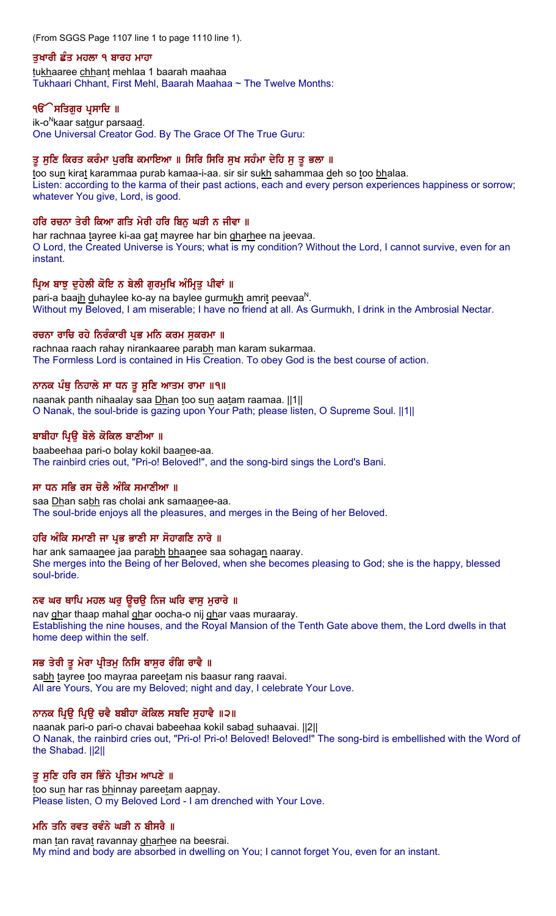(From SGGS Page 1107 line 1 to page 1110 line 1).

**ਤੁਖਾਰੀ ਛੰਤ ਮਹਲਾ ੧ ਬਾਰਹ ਮਾਹਾ**

tukhaaree chhant mehlaa 1 baarah maahaa
Tukhaari Chhant, First Mehl, Baarah Maahaa ~ The Twelve Months:

**ੴ ਸਤਿਗੁਰ ਪ੍ਰਸਾਦਿ ॥**

ik-o^N^kaar satgur parsaad.
One Universal Creator God. By The Grace Of The True Guru:

**ਤੂ ਸੁਣਿ ਕਿਰਤ ਕਰੰਮਾ ਪੁਰਬਿ ਕਮਾਇਆ ॥ ਸਿਰਿ ਸਿਰਿ ਸੁਖ ਸਹੰਮਾ ਦੇਹਿ ਸੁ ਤੂ ਭਲਾ ॥**

too sun kirat karammaa purab kamaa-i-aa. sir sir sukh sahammaa deh so too bhalaa.
Listen: according to the karma of their past actions, each and every person experiences happiness or sorrow; whatever You give, Lord, is good.

**ਹਰਿ ਰਚਨਾ ਤੇਰੀ ਕਿਆ ਗਤਿ ਮੇਰੀ ਹਰਿ ਬਿਨੁ ਘੜੀ ਨ ਜੀਵਾ ॥**

har rachnaa tayree ki-aa gat mayree har bin gharhee na jeevaa.
O Lord, the Created Universe is Yours; what is my condition? Without the Lord, I cannot survive, even for an instant.

**ਪ੍ਰਿਅ ਬਾਝੁ ਦੁਹੇਲੀ ਕੋਇ ਨ ਬੇਲੀ ਗੁਰਮੁਖਿ ਅੰਮ੍ਰਿਤੁ ਪੀਵਾਂ ॥**

pari-a baajh duhaylee ko-ay na baylee gurmukh amrit peevaa^N^.
Without my Beloved, I am miserable; I have no friend at all. As Gurmukh, I drink in the Ambrosial Nectar.

**ਰਚਨਾ ਰਾਚਿ ਰਹੇ ਨਿਰੰਕਾਰੀ ਪ੍ਰਭ ਮਨਿ ਕਰਮ ਸੁਕਰਮਾ ॥**

rachnaa raach rahay nirankaaree parabh man karam sukarmaa.
The Formless Lord is contained in His Creation. To obey God is the best course of action.

**ਨਾਨਕ ਪੰਥੁ ਨਿਹਾਲੇ ਸਾ ਧਨ ਤੂ ਸੁਣਿ ਆਤਮ ਰਾਮਾ ॥੧॥**

naanak panth nihaalay saa Dhan too sun aatam raamaa. ||1||
O Nanak, the soul-bride is gazing upon Your Path; please listen, O Supreme Soul. ||1||

**ਬਾਬੀਹਾ ਪ੍ਰਿਉ ਬੋਲੇ ਕੋਕਿਲ ਬਾਣੀਆ ॥**

baabeehaa pari-o bolay kokil baanee-aa.
The rainbird cries out, "Pri-o! Beloved!", and the song-bird sings the Lord's Bani.

**ਸਾ ਧਨ ਸਭਿ ਰਸ ਚੋਲੈ ਅੰਕਿ ਸਮਾਣੀਆ ॥**

saa Dhan sabh ras cholai ank samaanee-aa.
The soul-bride enjoys all the pleasures, and merges in the Being of her Beloved.

**ਹਰਿ ਅੰਕਿ ਸਮਾਣੀ ਜਾ ਪ੍ਰਭ ਭਾਣੀ ਸਾ ਸੋਹਾਗਣਿ ਨਾਰੇ ॥**

har ank samaanee jaa parabh bhaanee saa sohagan naaray.
She merges into the Being of her Beloved, when she becomes pleasing to God; she is the happy, blessed soul-bride.

**ਨਵ ਘਰ ਥਾਪਿ ਮਹਲ ਘਰੁ ਊਚਉ ਨਿਜ ਘਰਿ ਵਾਸੁ ਮੁਰਾਰੇ ॥**

nav ghar thaap mahal ghar oocha-o nij ghar vaas muraaray.
Establishing the nine houses, and the Royal Mansion of the Tenth Gate above them, the Lord dwells in that home deep within the self.

**ਸਭ ਤੇਰੀ ਤੂ ਮੇਰਾ ਪ੍ਰੀਤਮੁ ਨਿਸਿ ਬਾਸੁਰ ਰੰਗਿ ਰਾਵੈ ॥**

sabh tayree too mayraa pareetam nis baasur rang raavai.
All are Yours, You are my Beloved; night and day, I celebrate Your Love.

**ਨਾਨਕ ਪ੍ਰਿਉ ਪ੍ਰਿਉ ਚਵੈ ਬਬੀਹਾ ਕੋਕਿਲ ਸਬਦਿ ਸੁਹਾਵੈ ॥੨॥**

naanak pari-o pari-o chavai babeehaa kokil sabad suhaavai. ||2||
O Nanak, the rainbird cries out, "Pri-o! Pri-o! Beloved! Beloved!" The song-bird is embellished with the Word of the Shabad. ||2||

**ਤੂ ਸੁਣਿ ਹਰਿ ਰਸ ਭਿੰਨੇ ਪ੍ਰੀਤਮ ਆਪਣੇ ॥**

too sun har ras bhinnay pareetam aapnay.
Please listen, O my Beloved Lord - I am drenched with Your Love.

**ਮਨਿ ਤਨਿ ਰਵਤ ਰਵੰਨੇ ਘੜੀ ਨ ਬੀਸਰੈ ॥**

man tan ravat ravannay gharhee na beesrai.
My mind and body are absorbed in dwelling on You; I cannot forget You, even for an instant.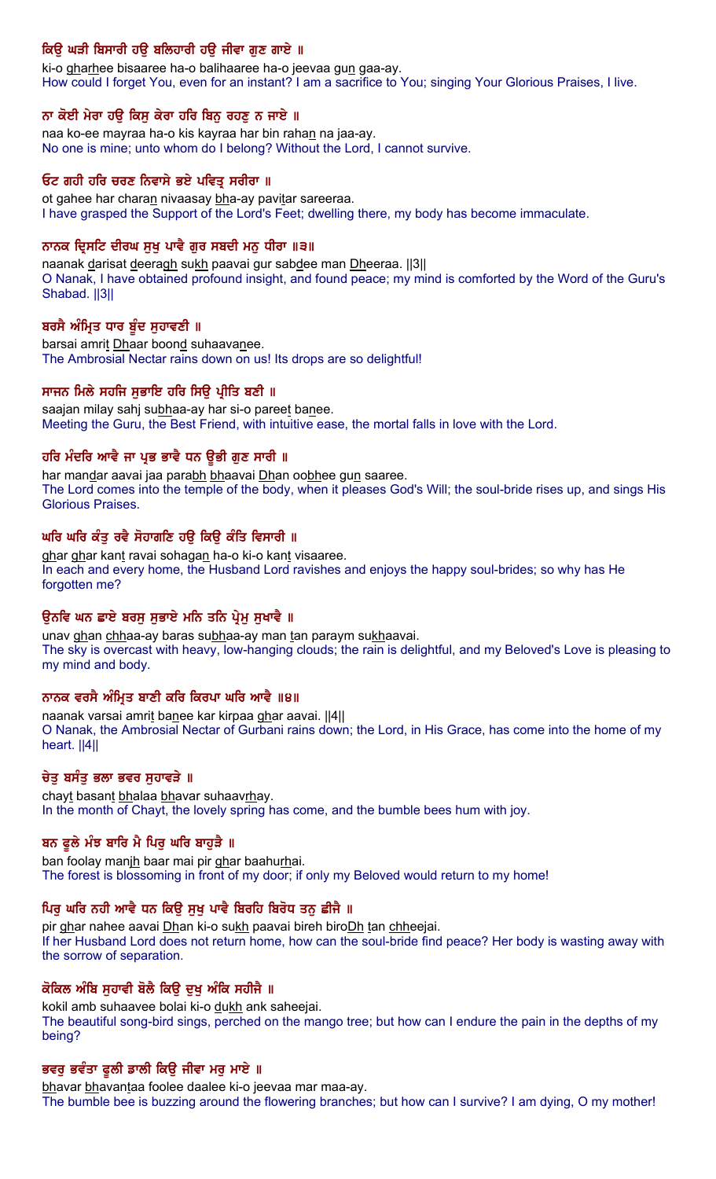**ਕਿਉ ਘੜੀ ਬਿਸਾਰੀ ਹਉ ਬਲਿਹਾਰੀ ਹਉ ਜੀਵਾ ਗੁਣ ਗਾਏ ॥**

ki-o gharhee bisaaree ha-o balihaaree ha-o jeevaa gun gaa-ay.

How could I forget You, even for an instant? I am a sacrifice to You; singing Your Glorious Praises, I live.

**ਨਾ ਕੋਈ ਮੇਰਾ ਹਉ ਕਿਸੁ ਕੇਰਾ ਹਰਿ ਬਿਨੁ ਰਹਣੁ ਨ ਜਾਏ ॥**

naa ko-ee mayraa ha-o kis kayraa har bin rahan na jaa-ay.

No one is mine; unto whom do I belong? Without the Lord, I cannot survive.

**ਓਟ ਗਹੀ ਹਰਿ ਚਰਣ ਨਿਵਾਸੇ ਭਏ ਪਵਿਤ੍ਰ ਸਰੀਰਾ ॥**

ot gahee har charan nivaasay bha-ay pavitar sareeraa.

I have grasped the Support of the Lord's Feet; dwelling there, my body has become immaculate.

**ਨਾਨਕ ਦ੍ਰਿਸਟਿ ਦੀਰਘ ਸੁਖੁ ਪਾਵੈ ਗੁਰ ਸਬਦੀ ਮਨੁ ਧੀਰਾ ॥੩॥**

naanak darisat deeragh sukh paavai gur sabdee man Dheeraa. ||3||

O Nanak, I have obtained profound insight, and found peace; my mind is comforted by the Word of the Guru's Shabad. ||3||

**ਬਰਸੈ ਅੰਮ੍ਰਿਤ ਧਾਰ ਬੂੰਦ ਸੁਹਾਵਣੀ ॥**

barsai amrit Dhaar boond suhaavanee.

The Ambrosial Nectar rains down on us! Its drops are so delightful!

**ਸਾਜਨ ਮਿਲੇ ਸਹਜਿ ਸੁਭਾਇ ਹਰਿ ਸਿਉ ਪ੍ਰੀਤਿ ਬਣੀ ॥**

saajan milay sahj subhaa-ay har si-o pareet banee.

Meeting the Guru, the Best Friend, with intuitive ease, the mortal falls in love with the Lord.

**ਹਰਿ ਮੰਦਰਿ ਆਵੈ ਜਾ ਪ੍ਰਭ ਭਾਵੈ ਧਨ ਊਭੀ ਗੁਣ ਸਾਰੀ ॥**

har mandar aavai jaa parabh bhaavai Dhan oobhee gun saaree.

The Lord comes into the temple of the body, when it pleases God's Will; the soul-bride rises up, and sings His Glorious Praises.

**ਘਰਿ ਘਰਿ ਕੰਤੁ ਰਵੈ ਸੋਹਾਗਣਿ ਹਉ ਕਿਉ ਕੰਤਿ ਵਿਸਾਰੀ ॥**

ghar ghar kant ravai sohagan ha-o ki-o kant visaaree.

In each and every home, the Husband Lord ravishes and enjoys the happy soul-brides; so why has He forgotten me?

**ਉਨਵਿ ਘਨ ਛਾਏ ਬਰਸੁ ਸੁਭਾਏ ਮਨਿ ਤਨਿ ਪ੍ਰੇਮੁ ਸੁਖਾਵੈ ॥**

unav ghan chhaa-ay baras subhaa-ay man tan paraym sukhaavai.

The sky is overcast with heavy, low-hanging clouds; the rain is delightful, and my Beloved's Love is pleasing to my mind and body.

**ਨਾਨਕ ਵਰਸੈ ਅੰਮ੍ਰਿਤ ਬਾਣੀ ਕਰਿ ਕਿਰਪਾ ਘਰਿ ਆਵੈ ॥੪॥**

naanak varsai amrit banee kar kirpaa ghar aavai. ||4||

O Nanak, the Ambrosial Nectar of Gurbani rains down; the Lord, in His Grace, has come into the home of my heart. ||4||

**ਚੇਤੁ ਬਸੰਤੁ ਭਲਾ ਭਵਰ ਸੁਹਾਵੜੇ ॥**

chayt basant bhalaa bhavar suhaavrhay.

In the month of Chayt, the lovely spring has come, and the bumble bees hum with joy.

**ਬਨ ਫੂਲੇ ਮੰਝ ਬਾਰਿ ਮੈ ਪਿਰੁ ਘਰਿ ਬਾਹੁੜੈ ॥**

ban foolay manjh baar mai pir ghar baahurhai.

The forest is blossoming in front of my door; if only my Beloved would return to my home!

**ਪਿਰੁ ਘਰਿ ਨਹੀ ਆਵੈ ਧਨ ਕਿਉ ਸੁਖੁ ਪਾਵੈ ਬਿਰਹਿ ਬਿਰੋਧ ਤਨੁ ਛੀਜੈ ॥**

pir ghar nahee aavai Dhan ki-o sukh paavai bireh biroDh tan chheejai.

If her Husband Lord does not return home, how can the soul-bride find peace? Her body is wasting away with the sorrow of separation.

**ਕੋਕਿਲ ਅੰਬਿ ਸੁਹਾਵੀ ਬੋਲੈ ਕਿਉ ਦੁਖੁ ਅੰਕਿ ਸਹੀਜੈ ॥**

kokil amb suhaavee bolai ki-o dukh ank saheejai.

The beautiful song-bird sings, perched on the mango tree; but how can I endure the pain in the depths of my being?

**ਭਵਰੁ ਭਵੰਤਾ ਫੂਲੀ ਡਾਲੀ ਕਿਉ ਜੀਵਾ ਮਰੁ ਮਾਏ ॥**

bhavar bhavantaa foolee daalee ki-o jeevaa mar maa-ay.

The bumble bee is buzzing around the flowering branches; but how can I survive? I am dying, O my mother!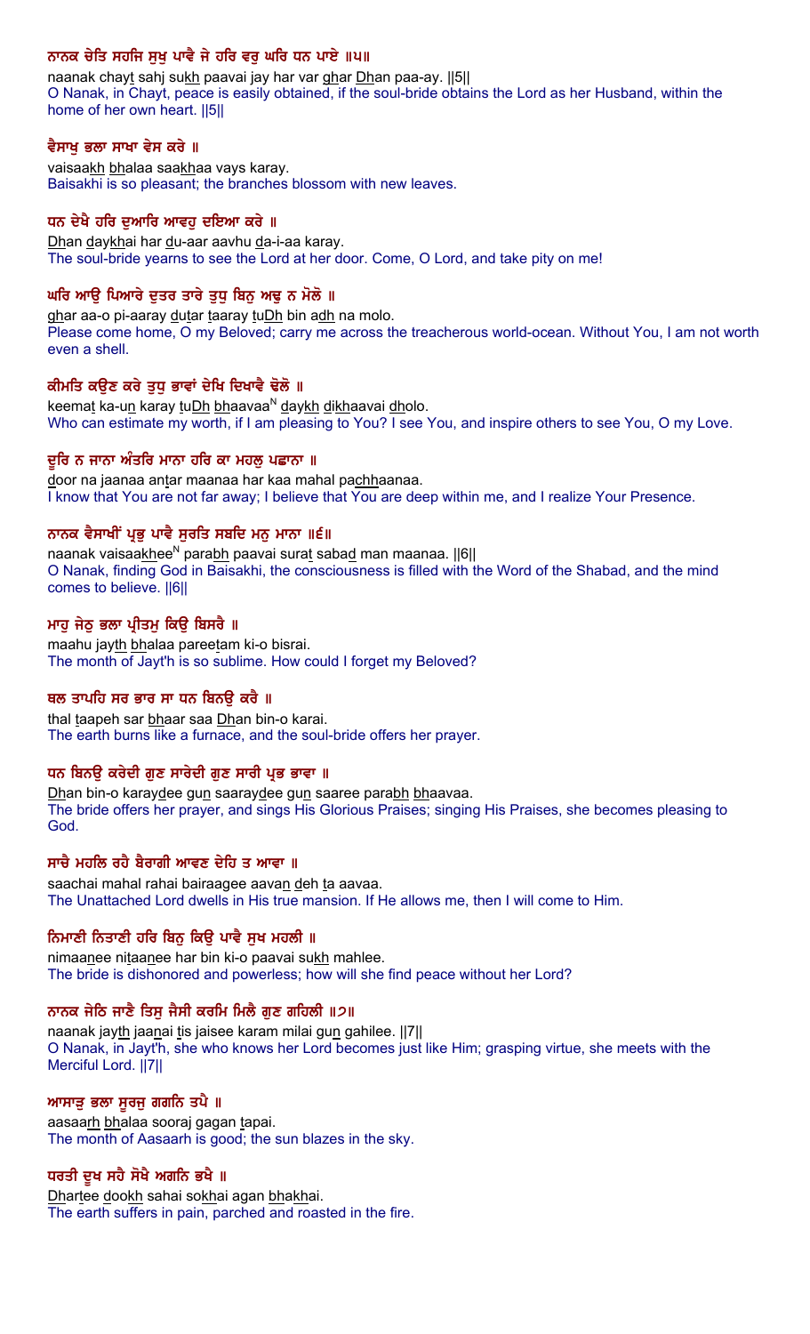**ਨਾਨਕ ਚੇਤਿ ਸਹਜਿ ਸੁਖੁ ਪਾਵੈ ਜੇ ਹਰਿ ਵਰੁ ਘਰਿ ਧਨ ਪਾਏ ॥੫॥**

naanak chayt sahj sukh paavai jay har var ghar Dhan paa-ay. ||5||
O Nanak, in Chayt, peace is easily obtained, if the soul-bride obtains the Lord as her Husband, within the home of her own heart. ||5||

**ਵੈਸਾਖੁ ਭਲਾ ਸਾਖਾ ਵੇਸ ਕਰੇ ॥**

vaisaakh bhalaa saakhaa vays karay.
Baisakhi is so pleasant; the branches blossom with new leaves.

**ਧਨ ਦੇਖੈ ਹਰਿ ਦੁਆਰਿ ਆਵਹੁ ਦਇਆ ਕਰੇ ॥**

Dhan daykhai har du-aar aavhu da-i-aa karay.
The soul-bride yearns to see the Lord at her door. Come, O Lord, and take pity on me!

**ਘਰਿ ਆਉ ਪਿਆਰੇ ਦੁਤਰ ਤਾਰੇ ਤੁਧੁ ਬਿਨੁ ਅਢੁ ਨ ਮੋਲੋ ॥**

ghar aa-o pi-aaray dutar taaray tuDh bin adh na molo.
Please come home, O my Beloved; carry me across the treacherous world-ocean. Without You, I am not worth even a shell.

**ਕੀਮਤਿ ਕਉਣ ਕਰੇ ਤੁਧੁ ਭਾਵਾਂ ਦੇਖਿ ਦਿਖਾਵੈ ਢੋਲੋ ॥**

keemat ka-un karay tuDh bhaavaa^N daykh dikhaavai dholo.
Who can estimate my worth, if I am pleasing to You? I see You, and inspire others to see You, O my Love.

**ਦੂਰਿ ਨ ਜਾਨਾ ਅੰਤਰਿ ਮਾਨਾ ਹਰਿ ਕਾ ਮਹਲੁ ਪਛਾਨਾ ॥**

door na jaanaa antar maanaa har kaa mahal pachhaanaa.
I know that You are not far away; I believe that You are deep within me, and I realize Your Presence.

**ਨਾਨਕ ਵੈਸਾਖੀਂ ਪ੍ਰਭੁ ਪਾਵੈ ਸੁਰਤਿ ਸਬਦਿ ਮਨੁ ਮਾਨਾ ॥੬॥**

naanak vaisaakhee^N parabh paavai surat sabad man maanaa. ||6||
O Nanak, finding God in Baisakhi, the consciousness is filled with the Word of the Shabad, and the mind comes to believe. ||6||

**ਮਾਹੁ ਜੇਠੁ ਭਲਾ ਪ੍ਰੀਤਮੁ ਕਿਉ ਬਿਸਰੈ ॥**

maahu jayth bhalaa pareetam ki-o bisrai.
The month of Jayt'h is so sublime. How could I forget my Beloved?

**ਥਲ ਤਾਪਹਿ ਸਰ ਭਾਰ ਸਾ ਧਨ ਬਿਨਉ ਕਰੈ ॥**

thal taapeh sar bhaar saa Dhan bin-o karai.
The earth burns like a furnace, and the soul-bride offers her prayer.

**ਧਨ ਬਿਨਉ ਕਰੇਦੀ ਗੁਣ ਸਾਰੇਦੀ ਗੁਣ ਸਾਰੀ ਪ੍ਰਭ ਭਾਵਾ ॥**

Dhan bin-o karaydee gun saaraydee gun saaree parabh bhaavaa.
The bride offers her prayer, and sings His Glorious Praises; singing His Praises, she becomes pleasing to God.

**ਸਾਚੈ ਮਹਲਿ ਰਹੈ ਬੈਰਾਗੀ ਆਵਣ ਦੇਹਿ ਤ ਆਵਾ ॥**

saachai mahal rahai bairaagee aavan deh ta aavaa.
The Unattached Lord dwells in His true mansion. If He allows me, then I will come to Him.

**ਨਿਮਾਣੀ ਨਿਤਾਣੀ ਹਰਿ ਬਿਨੁ ਕਿਉ ਪਾਵੈ ਸੁਖ ਮਹਲੀ ॥**

nimaanee nitaanee har bin ki-o paavai sukh mahlee.
The bride is dishonored and powerless; how will she find peace without her Lord?

**ਨਾਨਕ ਜੇਠਿ ਜਾਣੈ ਤਿਸੁ ਜੈਸੀ ਕਰਮਿ ਮਿਲੈ ਗੁਣ ਗਹਿਲੀ ॥੭॥**

naanak jayth jaanai tis jaisee karam milai gun gahilee. ||7||
O Nanak, in Jayt'h, she who knows her Lord becomes just like Him; grasping virtue, she meets with the Merciful Lord. ||7||

**ਆਸਾੜੁ ਭਲਾ ਸੂਰਜੁ ਗਗਨਿ ਤਪੈ ॥**

aasaarh bhalaa sooraj gagan tapai.
The month of Aasaarh is good; the sun blazes in the sky.

**ਧਰਤੀ ਦੂਖ ਸਹੈ ਸੋਖੈ ਅਗਨਿ ਭਖੈ ॥**

Dhartee dookh sahai sokhai agan bhakhai.
The earth suffers in pain, parched and roasted in the fire.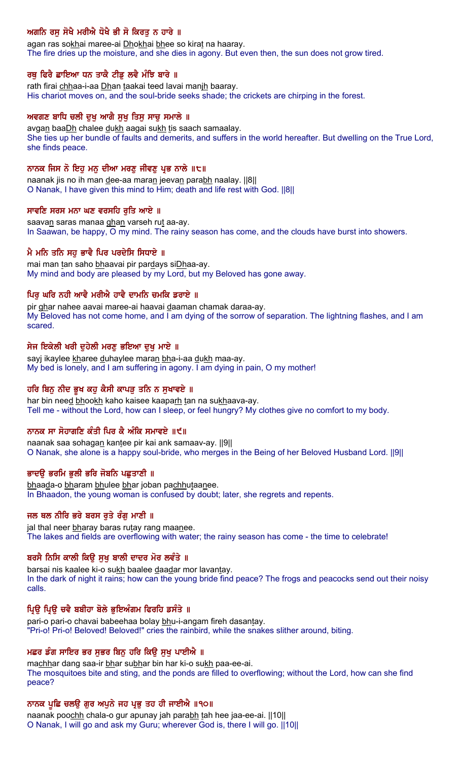ਅਗਨਿ ਰਸੁ ਸੋਖੈ ਮਰੀਐ ਧੋਖੈ ਭੀ ਸੋ ਕਿਰਤੁ ਨ ਹਾਰੇ ॥

agan ras sokhai maree-ai Dhokhai bhee so kirat na haaray.

The fire dries up the moisture, and she dies in agony. But even then, the sun does not grow tired.

ਰਥੁ ਫਿਰੈ ਛਾਇਆ ਧਨ ਤਾਕੈ ਟੀਡੁ ਲਵੈ ਮੰਝਿ ਬਾਰੇ ॥

rath firai chhaa-i-aa Dhan taakai teed lavai manjh baaray.

His chariot moves on, and the soul-bride seeks shade; the crickets are chirping in the forest.

ਅਵਗਣ ਬਾਧਿ ਚਲੀ ਦੁਖੁ ਆਗੈ ਸੁਖੁ ਤਿਸੁ ਸਾਚੁ ਸਮਾਲੇ ॥

avgan baaDh chalee dukh aagai sukh tis saach samaalay.

She ties up her bundle of faults and demerits, and suffers in the world hereafter. But dwelling on the True Lord, she finds peace.

ਨਾਨਕ ਜਿਸ ਨੋ ਇਹੁ ਮਨੁ ਦੀਆ ਮਰਣੁ ਜੀਵਣੁ ਪ੍ਰਭ ਨਾਲੇ ॥੮॥

naanak jis no ih man dee-aa maran jeevan parabh naalay. ||8||

O Nanak, I have given this mind to Him; death and life rest with God. ||8||

ਸਾਵਣਿ ਸਰਸ ਮਨਾ ਘਣ ਵਰਸਹਿ ਰੁਤਿ ਆਏ ॥

saavan saras manaa ghan varseh rut aa-ay.

In Saawan, be happy, O my mind. The rainy season has come, and the clouds have burst into showers.

ਮੈ ਮਨਿ ਤਨਿ ਸਹੁ ਭਾਵੈ ਪਿਰ ਪਰਦੇਸਿ ਸਿਧਾਏ ॥

mai man tan saho bhaavai pir pardays siDhaa-ay.

My mind and body are pleased by my Lord, but my Beloved has gone away.

ਪਿਰੁ ਘਰਿ ਨਹੀ ਆਵੈ ਮਰੀਐ ਹਾਵੈ ਦਾਮਨਿ ਚਮਕਿ ਡਰਾਏ ॥

pir ghar nahee aavai maree-ai haavai daaman chamak daraa-ay.

My Beloved has not come home, and I am dying of the sorrow of separation. The lightning flashes, and I am scared.

ਸੇਜ ਇਕੇਲੀ ਖਰੀ ਦੁਹੇਲੀ ਮਰਣੁ ਭਇਆ ਦੁਖੁ ਮਾਏ ॥

sayj ikaylee kharee duhaylee maran bha-i-aa dukh maa-ay.

My bed is lonely, and I am suffering in agony. I am dying in pain, O my mother!

ਹਰਿ ਬਿਨੁ ਨੀਦ ਭੂਖ ਕਹੁ ਕੈਸੀ ਕਾਪੜੁ ਤਨਿ ਨ ਸੁਖਾਵਏ ॥

har bin need bhookh kaho kaisee kaaparh tan na sukhaava-ay.

Tell me - without the Lord, how can I sleep, or feel hungry? My clothes give no comfort to my body.

ਨਾਨਕ ਸਾ ਸੋਹਾਗਣਿ ਕੰਤੀ ਪਿਰ ਕੈ ਅੰਕਿ ਸਮਾਵਏ ॥੯॥

naanak saa sohagan kantee pir kai ank samaav-ay. ||9||

O Nanak, she alone is a happy soul-bride, who merges in the Being of her Beloved Husband Lord. ||9||

ਭਾਦਉ ਭਰਮਿ ਭੁਲੀ ਭਰਿ ਜੋਬਨਿ ਪਛੁਤਾਣੀ ॥

bhaada-o bharam bhulee bhar joban pachhutaanee.

In Bhaadon, the young woman is confused by doubt; later, she regrets and repents.

ਜਲ ਥਲ ਨੀਰਿ ਭਰੇ ਬਰਸ ਰੁਤੇ ਰੰਗੁ ਮਾਣੀ ॥

jal thal neer bharay baras rutay rang maanee.

The lakes and fields are overflowing with water; the rainy season has come - the time to celebrate!

ਬਰਸੈ ਨਿਸਿ ਕਾਲੀ ਕਿਉ ਸੁਖੁ ਬਾਲੀ ਦਾਦਰ ਮੋਰ ਲਵੰਤੇ ॥

barsai nis kaalee ki-o sukh baalee daadar mor lavantay.

In the dark of night it rains; how can the young bride find peace? The frogs and peacocks send out their noisy calls.

ਪ੍ਰਿਉ ਪ੍ਰਿਉ ਚਵੈ ਬਬੀਹਾ ਬੋਲੇ ਭੁਇਅੰਗਮ ਫਿਰਹਿ ਡਸੰਤੇ ॥

pari-o pari-o chavai babeehaa bolay bhu-i-angam fireh dasantay.

"Pri-o! Pri-o! Beloved! Beloved!" cries the rainbird, while the snakes slither around, biting.

ਮਛਰ ਡੰਗ ਸਾਇਰ ਭਰ ਸੁਭਰ ਬਿਨੁ ਹਰਿ ਕਿਉ ਸੁਖੁ ਪਾਈਐ ॥

machhar dang saa-ir bhar subhar bin har ki-o sukh paa-ee-ai.

The mosquitoes bite and sting, and the ponds are filled to overflowing; without the Lord, how can she find peace?

ਨਾਨਕ ਪੂਛਿ ਚਲਉ ਗੁਰ ਅਪੁਨੇ ਜਹ ਪ੍ਰਭੁ ਤਹ ਹੀ ਜਾਈਐ ॥੧੦॥

naanak poochh chala-o gur apunay jah parabh tah hee jaa-ee-ai. ||10||

O Nanak, I will go and ask my Guru; wherever God is, there I will go. ||10||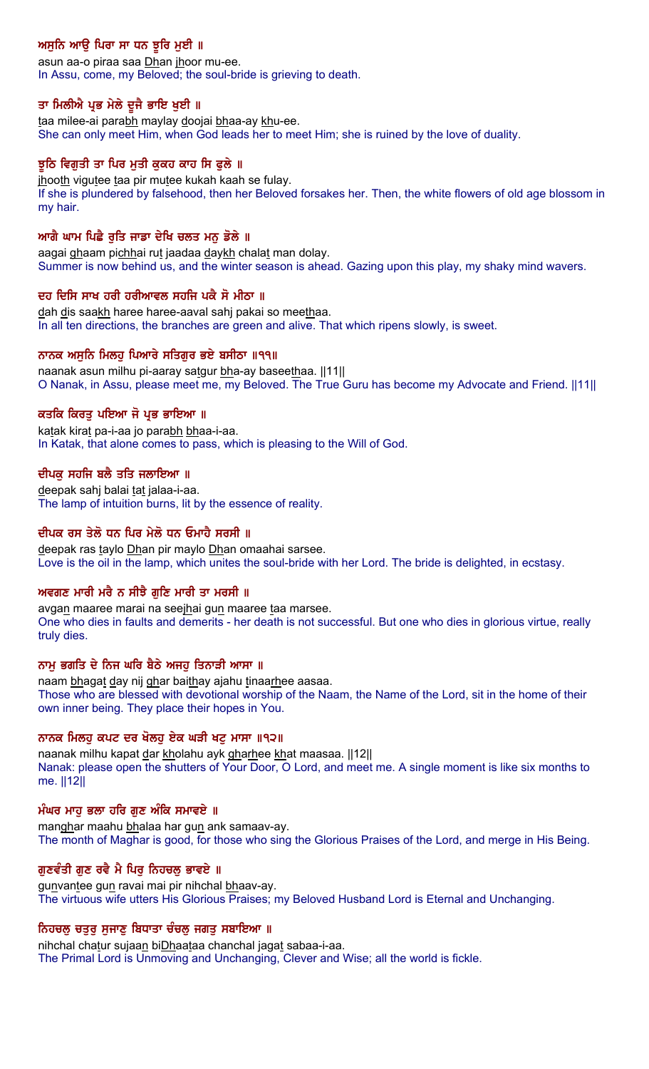**ਅਸੁਨਿ ਆਉ ਪਿਰਾ ਸਾ ਧਨ ਝੂਰਿ ਮੁਈ ॥**

asun aa-o piraa saa Dhan jhoor mu-ee.
In Assu, come, my Beloved; the soul-bride is grieving to death.

**ਤਾ ਮਿਲੀਐ ਪ੍ਰਭ ਮੇਲੇ ਦੂਜੈ ਭਾਇ ਖੁਈ ॥**

taa milee-ai parabh maylay doojai bhaa-ay khu-ee.
She can only meet Him, when God leads her to meet Him; she is ruined by the love of duality.

**ਝੂਠਿ ਵਿਗੁਤੀ ਤਾ ਪਿਰ ਮੁਤੀ ਕੁਕਹ ਕਾਹ ਸਿ ਫੁਲੇ ॥**

jhooth vigutee taa pir mutee kukah kaah se fulay.
If she is plundered by falsehood, then her Beloved forsakes her. Then, the white flowers of old age blossom in my hair.

**ਆਗੈ ਘਾਮ ਪਿਛੈ ਰੁਤਿ ਜਾਡਾ ਦੇਖਿ ਚਲਤ ਮਨੁ ਡੋਲੇ ॥**

aagai ghaam pichhai rut jaadaa daykh chalat man dolay.
Summer is now behind us, and the winter season is ahead. Gazing upon this play, my shaky mind wavers.

**ਦਹ ਦਿਸਿ ਸਾਖ ਹਰੀ ਹਰੀਆਵਲ ਸਹਜਿ ਪਕੈ ਸੋ ਮੀਠਾ ॥**

dah dis saakh haree haree-aaval sahj pakai so meethaa.
In all ten directions, the branches are green and alive. That which ripens slowly, is sweet.

**ਨਾਨਕ ਅਸੁਨਿ ਮਿਲਹੁ ਪਿਆਰੇ ਸਤਿਗੁਰ ਭਏ ਬਸੀਠਾ ॥੧੧॥**

naanak asun milhu pi-aaray satgur bha-ay baseethaa. ||11||
O Nanak, in Assu, please meet me, my Beloved. The True Guru has become my Advocate and Friend. ||11||

**ਕਤਕਿ ਕਿਰਤੁ ਪਇਆ ਜੋ ਪ੍ਰਭ ਭਾਇਆ ॥**

katak kirat pa-i-aa jo parabh bhaa-i-aa.
In Katak, that alone comes to pass, which is pleasing to the Will of God.

**ਦੀਪਕੁ ਸਹਜਿ ਬਲੈ ਤਤਿ ਜਲਾਇਆ ॥**

deepak sahj balai tat jalaa-i-aa.
The lamp of intuition burns, lit by the essence of reality.

**ਦੀਪਕ ਰਸ ਤੇਲੋ ਧਨ ਪਿਰ ਮੇਲੋ ਧਨ ਓਮਾਹੈ ਸਰਸੀ ॥**

deepak ras taylo Dhan pir maylo Dhan omaahai sarsee.
Love is the oil in the lamp, which unites the soul-bride with her Lord. The bride is delighted, in ecstasy.

**ਅਵਗਣ ਮਾਰੀ ਮਰੈ ਨ ਸੀਝੈ ਗੁਣਿ ਮਾਰੀ ਤਾ ਮਰਸੀ ॥**

avgan maaree marai na seejhai gun maaree taa marsee.
One who dies in faults and demerits - her death is not successful. But one who dies in glorious virtue, really truly dies.

**ਨਾਮੁ ਭਗਤਿ ਦੇ ਨਿਜ ਘਰਿ ਬੈਠੇ ਅਜਹੁ ਤਿਨਾੜੀ ਆਸਾ ॥**

naam bhagat day nij ghar baithay ajahu tinaarhee aasaa.
Those who are blessed with devotional worship of the Naam, the Name of the Lord, sit in the home of their own inner being. They place their hopes in You.

**ਨਾਨਕ ਮਿਲਹੁ ਕਪਟ ਦਰ ਖੋਲਹੁ ਏਕ ਘੜੀ ਖਟੁ ਮਾਸਾ ॥੧੨॥**

naanak milhu kapat dar kholahu ayk gharhee khat maasaa. ||12||
Nanak: please open the shutters of Your Door, O Lord, and meet me. A single moment is like six months to me. ||12||

**ਮੰਘਰ ਮਾਹੁ ਭਲਾ ਹਰਿ ਗੁਣ ਅੰਕਿ ਸਮਾਵਏ ॥**

manghar maahu bhalaa har gun ank samaav-ay.
The month of Maghar is good, for those who sing the Glorious Praises of the Lord, and merge in His Being.

**ਗੁਣਵੰਤੀ ਗੁਣ ਰਵੈ ਮੈ ਪਿਰੁ ਨਿਹਚਲੁ ਭਾਵਏ ॥**

gunvantee gun ravai mai pir nihchal bhaav-ay.
The virtuous wife utters His Glorious Praises; my Beloved Husband Lord is Eternal and Unchanging.

**ਨਿਹਚਲੁ ਚਤੁਰੁ ਸੁਜਾਣੁ ਬਿਧਾਤਾ ਚੰਚਲੁ ਜਗਤੁ ਸਬਾਇਆ ॥**

nihchal chatur sujaan biDhaataa chanchal jagat sabaa-i-aa.
The Primal Lord is Unmoving and Unchanging, Clever and Wise; all the world is fickle.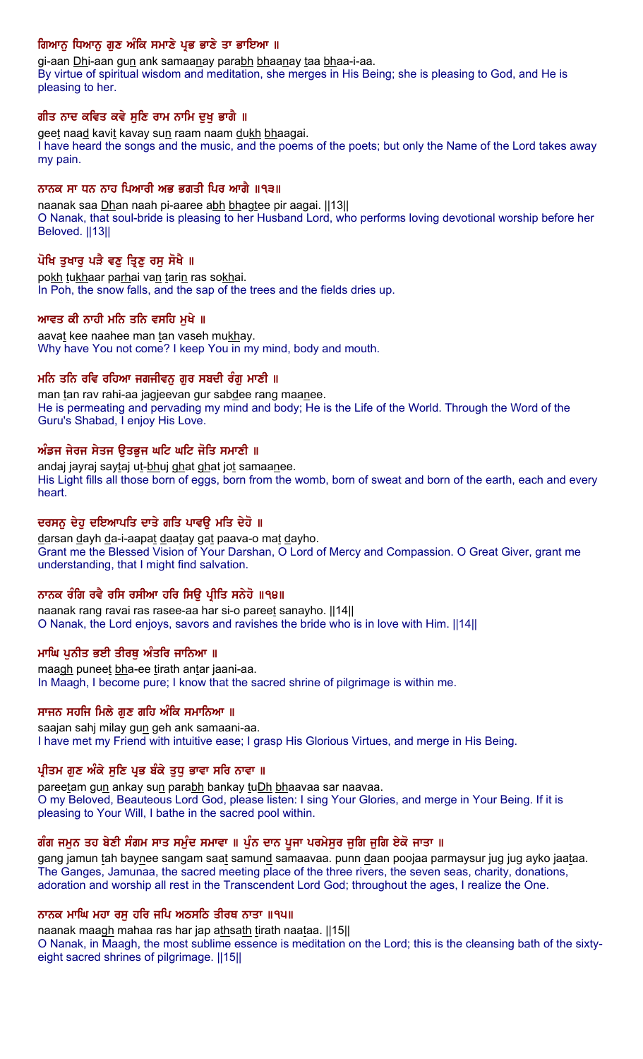**ਗਿਆਨੁ ਧਿਆਨੁ ਗੁਣ ਅੰਕਿ ਸਮਾਣੇ ਪ੍ਰਭ ਭਾਣੇ ਤਾ ਭਾਇਆ ॥**

gi-aan Dhi-aan gun ank samaanay parabh bhaanay taa bhaa-i-aa.

By virtue of spiritual wisdom and meditation, she merges in His Being; she is pleasing to God, and He is pleasing to her.

**ਗੀਤ ਨਾਦ ਕਵਿਤ ਕਵੇ ਸੁਣਿ ਰਾਮ ਨਾਮਿ ਦੁਖੁ ਭਾਗੈ ॥**

geet naad kavit kavay sun raam naam dukh bhaagai.

I have heard the songs and the music, and the poems of the poets; but only the Name of the Lord takes away my pain.

**ਨਾਨਕ ਸਾ ਧਨ ਨਾਹ ਪਿਆਰੀ ਅਭ ਭਗਤੀ ਪਿਰ ਆਗੈ ॥੧੩॥**

naanak saa Dhan naah pi-aaree abh bhagtee pir aagai. ||13||

O Nanak, that soul-bride is pleasing to her Husband Lord, who performs loving devotional worship before her Beloved. ||13||

**ਪੋਖਿ ਤੁਖਾਰੁ ਪੜੈ ਵਣੁ ਤ੍ਰਿਣੁ ਰਸੁ ਸੋਖੈ ॥**

pokh tukhaar parhai van tarin ras sokhai.

In Poh, the snow falls, and the sap of the trees and the fields dries up.

**ਆਵਤ ਕੀ ਨਾਹੀ ਮਨਿ ਤਨਿ ਵਸਹਿ ਮੁਖੇ ॥**

aavat kee naahee man tan vaseh mukhay.

Why have You not come? I keep You in my mind, body and mouth.

**ਮਨਿ ਤਨਿ ਰਵਿ ਰਹਿਆ ਜਗਜੀਵਨੁ ਗੁਰ ਸਬਦੀ ਰੰਗੁ ਮਾਣੀ ॥**

man tan rav rahi-aa jagjeevan gur sabdee rang maanee.

He is permeating and pervading my mind and body; He is the Life of the World. Through the Word of the Guru's Shabad, I enjoy His Love.

**ਅੰਡਜ ਜੇਰਜ ਸੇਤਜ ਉਤਭੁਜ ਘਟਿ ਘਟਿ ਜੋਤਿ ਸਮਾਣੀ ॥**

andaj jayraj saytaj ut-bhuj ghat ghat jot samaanee.

His Light fills all those born of eggs, born from the womb, born of sweat and born of the earth, each and every heart.

**ਦਰਸਨੁ ਦੇਹੁ ਦਇਆਪਤਿ ਦਾਤੇ ਗਤਿ ਪਾਵਉ ਮਤਿ ਦੇਹੋ ॥**

darsan dayh da-i-aapat daatay gat paava-o mat dayho.

Grant me the Blessed Vision of Your Darshan, O Lord of Mercy and Compassion. O Great Giver, grant me understanding, that I might find salvation.

**ਨਾਨਕ ਰੰਗਿ ਰਵੈ ਰਸਿ ਰਸੀਆ ਹਰਿ ਸਿਉ ਪ੍ਰੀਤਿ ਸਨੇਹੋ ॥੧੪॥**

naanak rang ravai ras rasee-aa har si-o pareet sanayho. ||14||

O Nanak, the Lord enjoys, savors and ravishes the bride who is in love with Him. ||14||

**ਮਾਘਿ ਪੁਨੀਤ ਭਈ ਤੀਰਥੁ ਅੰਤਰਿ ਜਾਨਿਆ ॥**

maagh puneet bha-ee tirath antar jaani-aa.

In Maagh, I become pure; I know that the sacred shrine of pilgrimage is within me.

**ਸਾਜਨ ਸਹਜਿ ਮਿਲੇ ਗੁਣ ਗਹਿ ਅੰਕਿ ਸਮਾਨਿਆ ॥**

saajan sahj milay gun geh ank samaani-aa.

I have met my Friend with intuitive ease; I grasp His Glorious Virtues, and merge in His Being.

**ਪ੍ਰੀਤਮ ਗੁਣ ਅੰਕੇ ਸੁਣਿ ਪ੍ਰਭ ਬੰਕੇ ਤੁਧੁ ਭਾਵਾ ਸਰਿ ਨਾਵਾ ॥**

pareetam gun ankay sun parabh bankay tuDh bhaavaa sar naavaa.

O my Beloved, Beauteous Lord God, please listen: I sing Your Glories, and merge in Your Being. If it is pleasing to Your Will, I bathe in the sacred pool within.

**ਗੰਗ ਜਮੁਨ ਤਹ ਬੇਣੀ ਸੰਗਮ ਸਾਤ ਸਮੁੰਦ ਸਮਾਵਾ ॥ ਪੁੰਨ ਦਾਨ ਪੂਜਾ ਪਰਮੇਸੁਰ ਜੁਗਿ ਜੁਗਿ ਏਕੋ ਜਾਤਾ ॥**

gang jamun tah baynee sangam saat samund samaavaa. punn daan poojaa parmaysur jug jug ayko jaataa.

The Ganges, Jamunaa, the sacred meeting place of the three rivers, the seven seas, charity, donations, adoration and worship all rest in the Transcendent Lord God; throughout the ages, I realize the One.

**ਨਾਨਕ ਮਾਘਿ ਮਹਾ ਰਸੁ ਹਰਿ ਜਪਿ ਅਠਸਠਿ ਤੀਰਥ ਨਾਤਾ ॥੧੫॥**

naanak maagh mahaa ras har jap athsath tirath naataa. ||15||

O Nanak, in Maagh, the most sublime essence is meditation on the Lord; this is the cleansing bath of the sixty-eight sacred shrines of pilgrimage. ||15||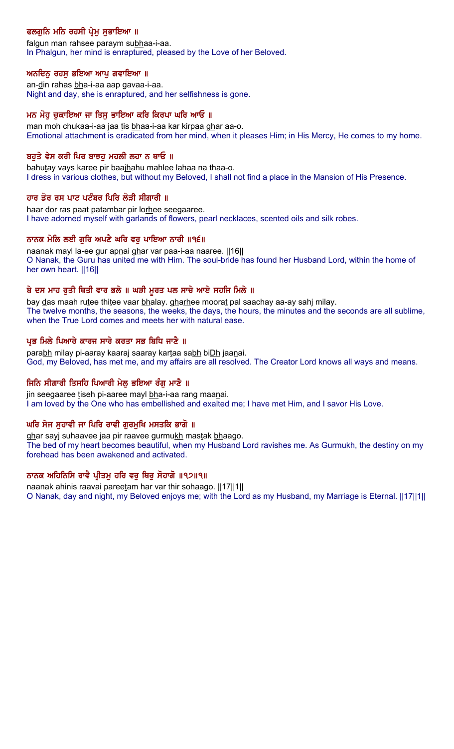ਫਲਗੁਨਿ ਮਨਿ ਰਹਸੀ ਪ੍ਰੇਮੁ ਸੁਭਾਇਆ ॥

falgun man rahsee paraym subhaa-i-aa.

In Phalgun, her mind is enraptured, pleased by the Love of her Beloved.

ਅਨਦਿਨੁ ਰਹਸੁ ਭਇਆ ਆਪੁ ਗਵਾਇਆ ॥

an-din rahas bha-i-aa aap gavaa-i-aa.

Night and day, she is enraptured, and her selfishness is gone.

ਮਨ ਮੋਹੁ ਚੁਕਾਇਆ ਜਾ ਤਿਸੁ ਭਾਇਆ ਕਰਿ ਕਿਰਪਾ ਘਰਿ ਆਓ ॥

man moh chukaa-i-aa jaa tis bhaa-i-aa kar kirpaa ghar aa-o.

Emotional attachment is eradicated from her mind, when it pleases Him; in His Mercy, He comes to my home.

ਬਹੁਤੇ ਵੇਸ ਕਰੀ ਪਿਰ ਬਾਝਹੁ ਮਹਲੀ ਲਹਾ ਨ ਥਾਓ ॥

bahutay vays karee pir baajhahu mahlee lahaa na thaa-o.

I dress in various clothes, but without my Beloved, I shall not find a place in the Mansion of His Presence.

ਹਾਰ ਡੋਰ ਰਸ ਪਾਟ ਪਟੰਬਰ ਪਿਰਿ ਲੋੜੀ ਸੀਗਾਰੀ ॥

haar dor ras paat patambar pir lorhee seegaaree.

I have adorned myself with garlands of flowers, pearl necklaces, scented oils and silk robes.

ਨਾਨਕ ਮੇਲਿ ਲਈ ਗੁਰਿ ਅਪਣੈ ਘਰਿ ਵਰੁ ਪਾਇਆ ਨਾਰੀ ॥੧੬॥

naanak mayl la-ee gur apnai ghar var paa-i-aa naaree. ||16||

O Nanak, the Guru has united me with Him. The soul-bride has found her Husband Lord, within the home of her own heart. ||16||

ਬੇ ਦਸ ਮਾਹ ਰੁਤੀ ਥਿਤੀ ਵਾਰ ਭਲੇ ॥ ਘੜੀ ਮੂਰਤ ਪਲ ਸਾਚੇ ਆਏ ਸਹਜਿ ਮਿਲੇ ॥

bay das maah rutee thitee vaar bhalay. gharhee moorat pal saachay aa-ay sahj milay.

The twelve months, the seasons, the weeks, the days, the hours, the minutes and the seconds are all sublime, when the True Lord comes and meets her with natural ease.

ਪ੍ਰਭ ਮਿਲੇ ਪਿਆਰੇ ਕਾਰਜ ਸਾਰੇ ਕਰਤਾ ਸਭ ਬਿਧਿ ਜਾਣੈ ॥

parabh milay pi-aaray kaaraj saaray kartaa sabh biDh jaanai.

God, my Beloved, has met me, and my affairs are all resolved. The Creator Lord knows all ways and means.

ਜਿਨਿ ਸੀਗਾਰੀ ਤਿਸਹਿ ਪਿਆਰੀ ਮੇਲੁ ਭਇਆ ਰੰਗੁ ਮਾਣੈ ॥

jin seegaaree tiseh pi-aaree mayl bha-i-aa rang maanai.

I am loved by the One who has embellished and exalted me; I have met Him, and I savor His Love.

ਘਰਿ ਸੇਜ ਸੁਹਾਵੀ ਜਾ ਪਿਰਿ ਰਾਵੀ ਗੁਰਮੁਖਿ ਮਸਤਕਿ ਭਾਗੋ ॥

ghar sayj suhaavee jaa pir raavee gurmukh mastak bhaago.

The bed of my heart becomes beautiful, when my Husband Lord ravishes me. As Gurmukh, the destiny on my forehead has been awakened and activated.

ਨਾਨਕ ਅਹਿਨਿਸਿ ਰਾਵੈ ਪ੍ਰੀਤਮੁ ਹਰਿ ਵਰੁ ਥਿਰੁ ਸੋਹਾਗੋ ॥੧੭॥੧॥

naanak ahinis raavai pareetam har var thir sohaago. ||17||1||

O Nanak, day and night, my Beloved enjoys me; with the Lord as my Husband, my Marriage is Eternal. ||17||1||